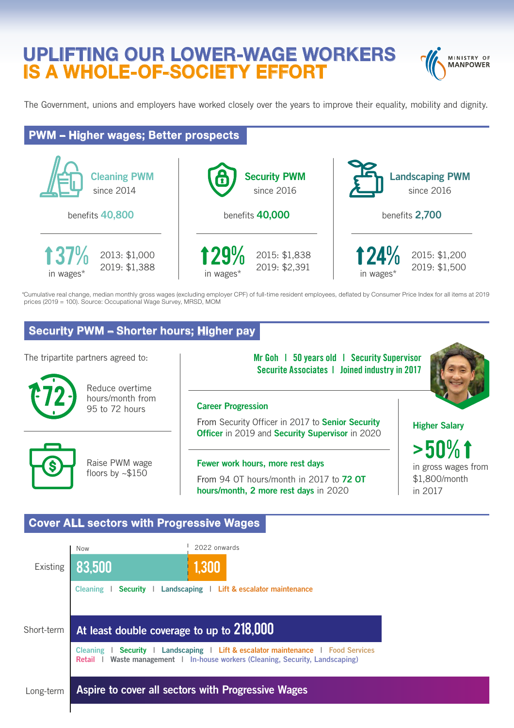# UPLIFTING OUR LOWER-WAGE WORKERS IS A WHOLE-OF-SOCIETY EFFORT

MINISTRY OF MANPOWER

The Government, unions and employers have worked closely over the years to improve their equality, mobility and dignity.

## PWM – Higher wages; Better prospects

**Cleaning PWM** since 2014

benefits **40,800**

**↑37%** in wages*

2013: $1,000
2019: $1,388

**Security PWM** since 2016

benefits **40,000**

**↑29%** in wages*

2015: $1,838
2019: $2,391

**Landscaping PWM** since 2016

benefits **2,700**

**↑24%** in wages*

2015: $1,200
2019: $1,500

*Cumulative real change, median monthly gross wages (excluding employer CPF) of full-time resident employees, deflated by Consumer Price Index for all items at 2019 prices (2019 = 100). Source: Occupational Wage Survey, MRSD, MOM

## Security PWM – Shorter hours; Higher pay

The tripartite partners agreed to:

- **72** Reduce overtime hours/month from 95 to 72 hours
- Raise PWM wage floors by ~$150

**Mr Goh | 50 years old | Security Supervisor**
**Securite Associates | Joined industry in 2017**

**Career Progression**

From Security Officer in 2017 to **Senior Security Officer** in 2019 and **Security Supervisor** in 2020

**Fewer work hours, more rest days**

From 94 OT hours/month in 2017 to **72 OT hours/month, 2 more rest days** in 2020

**Higher Salary**

**>50%↑** in gross wages from $1,800/month in 2017

## Cover ALL sectors with Progressive Wages

**Existing**

Now: **83,500** | 2022 onwards: **1,300**

Cleaning | Security | Landscaping | Lift & escalator maintenance

**Short-term**

At least double coverage to up to **218,000**

Cleaning | Security | Landscaping | Lift & escalator maintenance | Food Services
Retail | Waste management | In-house workers (Cleaning, Security, Landscaping)

**Long-term**

Aspire to cover all sectors with Progressive Wages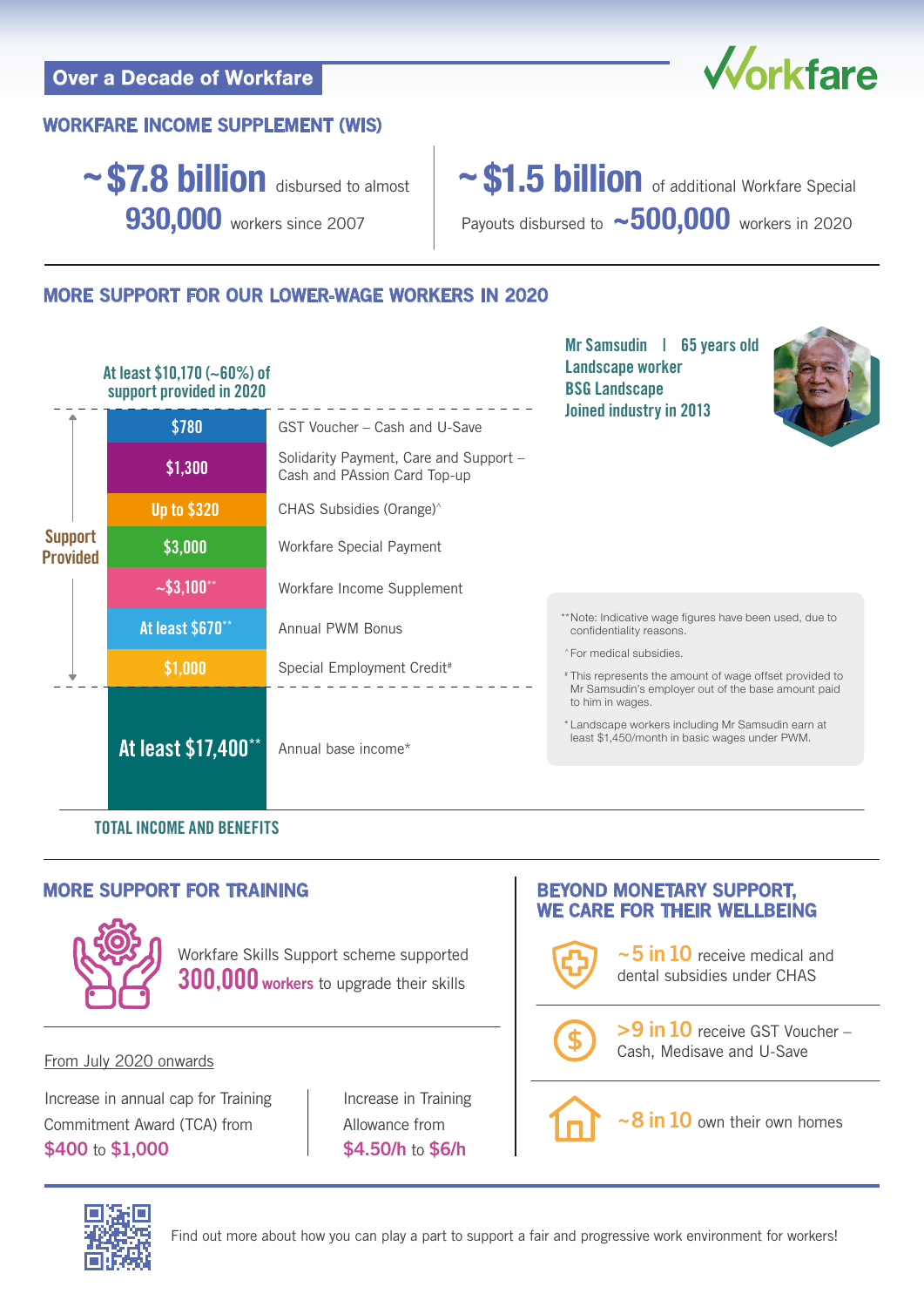## Over a Decade of Workfare

Workfare

### WORKFARE INCOME SUPPLEMENT (WIS)

**~$7.8 billion** disbursed to almost **930,000** workers since 2007

**~$1.5 billion** of additional Workfare Special Payouts disbursed to **~500,000** workers in 2020

### MORE SUPPORT FOR OUR LOWER-WAGE WORKERS IN 2020

At least $10,170 (~60%) of support provided in 2020

Support Provided

$780 — GST Voucher – Cash and U-Save

$1,300 — Solidarity Payment, Care and Support – Cash and PAssion Card Top-up

Up to $320 — CHAS Subsidies (Orange)^

$3,000 — Workfare Special Payment

~$3,100** — Workfare Income Supplement

At least $670** — Annual PWM Bonus

$1,000 — Special Employment Credit#

At least $17,400** — Annual base income*

TOTAL INCOME AND BENEFITS

Mr Samsudin | 65 years old
Landscape worker
BSG Landscape
Joined industry in 2013

**Note: Indicative wage figures have been used, due to confidentiality reasons.

^For medical subsidies.

# This represents the amount of wage offset provided to Mr Samsudin's employer out of the base amount paid to him in wages.

* Landscape workers including Mr Samsudin earn at least $1,450/month in basic wages under PWM.

### MORE SUPPORT FOR TRAINING

Workfare Skills Support scheme supported **300,000 workers** to upgrade their skills

From July 2020 onwards

Increase in annual cap for Training Commitment Award (TCA) from **$400** to **$1,000**

Increase in Training Allowance from **$4.50/h** to **$6/h**

### BEYOND MONETARY SUPPORT, WE CARE FOR THEIR WELLBEING

**~5 in 10** receive medical and dental subsidies under CHAS

**>9 in 10** receive GST Voucher – Cash, Medisave and U-Save

**~8 in 10** own their own homes

Find out more about how you can play a part to support a fair and progressive work environment for workers!